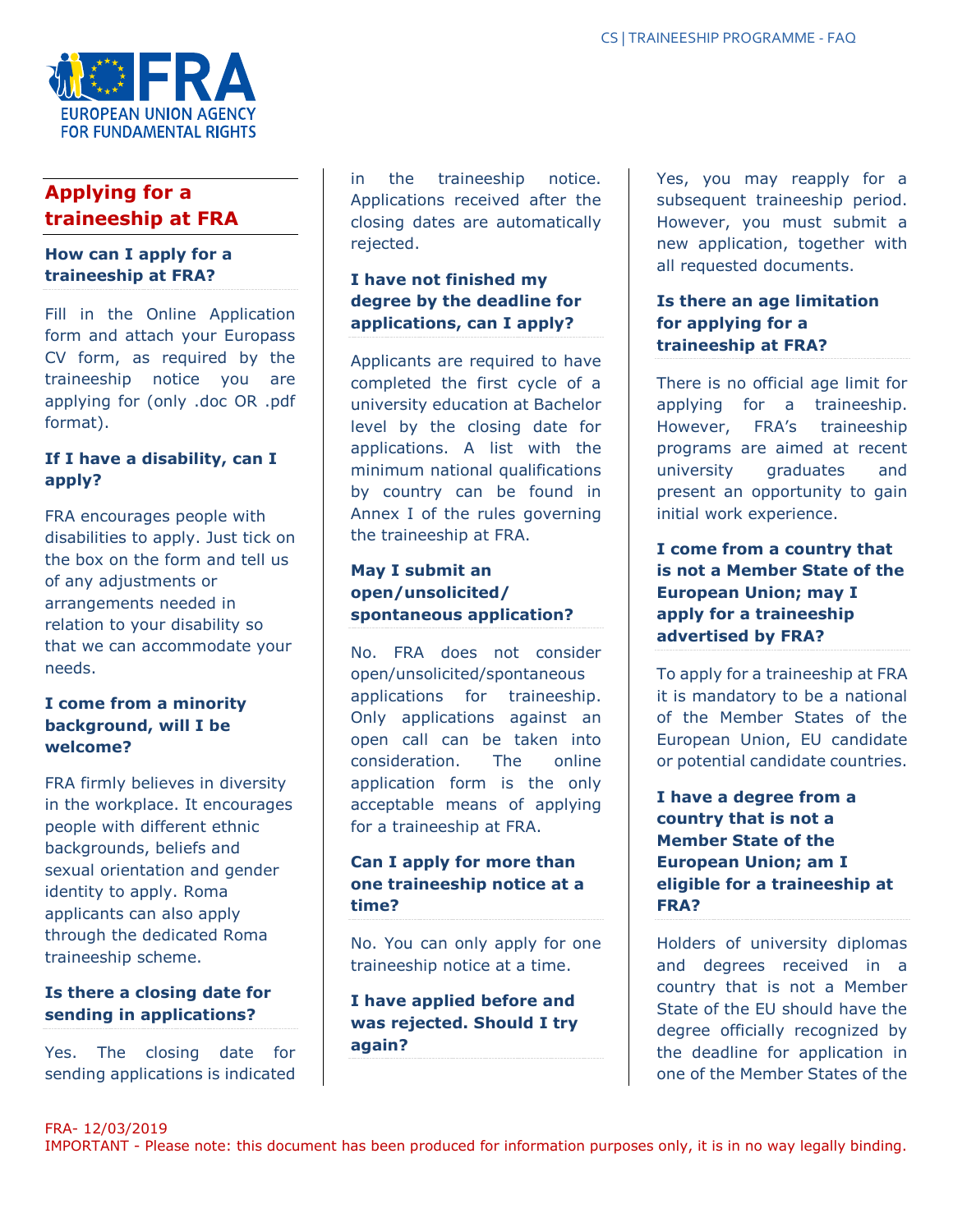## Applying for a traineeship at FRA

### How can I apply for a traineeship at FRA?

Fill in the Online Application form and attach your Europass CV form, as required by the traineeship notice you are applying for (only .doc OR .pdf format).

### If I have a disability, can I apply?

FRA encourages people with disabilities to apply. Just tick on the box on the form and tell us of any adjustments or arrangements needed in relation to your disability so that we can accommodate your needs.

### I come from a minority background, will I be welcome?

FRA firmly believes in diversity in the workplace. It encourages people with different ethnic backgrounds, beliefs and sexual orientation and gender identity to apply. Roma applicants can also apply through the dedicated Roma traineeship scheme.

### Is there a closing date for sending in applications?

Yes. The closing date for sending applications is indicated in the traineeship notice. Applications received after the closing dates are automatically rejected.

### I have not finished my degree by the deadline for applications, can I apply?

Applicants are required to have completed the first cycle of a university education at Bachelor level by the closing date for applications. A list with the minimum national qualifications by country can be found in Annex I of the rules governing the traineeship at FRA.

### May I submit an open/unsolicited/ spontaneous application?

No. FRA does not consider open/unsolicited/spontaneous applications for traineeship. Only applications against an open call can be taken into consideration. The online application form is the only acceptable means of applying for a traineeship at FRA.

### Can I apply for more than one traineeship notice at a time?

No. You can only apply for one traineeship notice at a time.

### I have applied before and was rejected. Should I try again?

Yes, you may reapply for a subsequent traineeship period. However, you must submit a new application, together with all requested documents.

### Is there an age limitation for applying for a traineeship at FRA?

There is no official age limit for applying for a traineeship. However, FRA's traineeship programs are aimed at recent university graduates and present an opportunity to gain initial work experience.

### I come from a country that is not a Member State of the European Union; may I apply for a traineeship advertised by FRA?

To apply for a traineeship at FRA it is mandatory to be a national of the Member States of the European Union, EU candidate or potential candidate countries.

### I have a degree from a country that is not a Member State of the European Union; am I eligible for a traineeship at FRA?

Holders of university diplomas and degrees received in a country that is not a Member State of the EU should have the degree officially recognized by the deadline for application in one of the Member States of the

FRA- 12/03/2019

IMPORTANT - Please note: this document has been produced for information purposes only, it is in no way legally binding.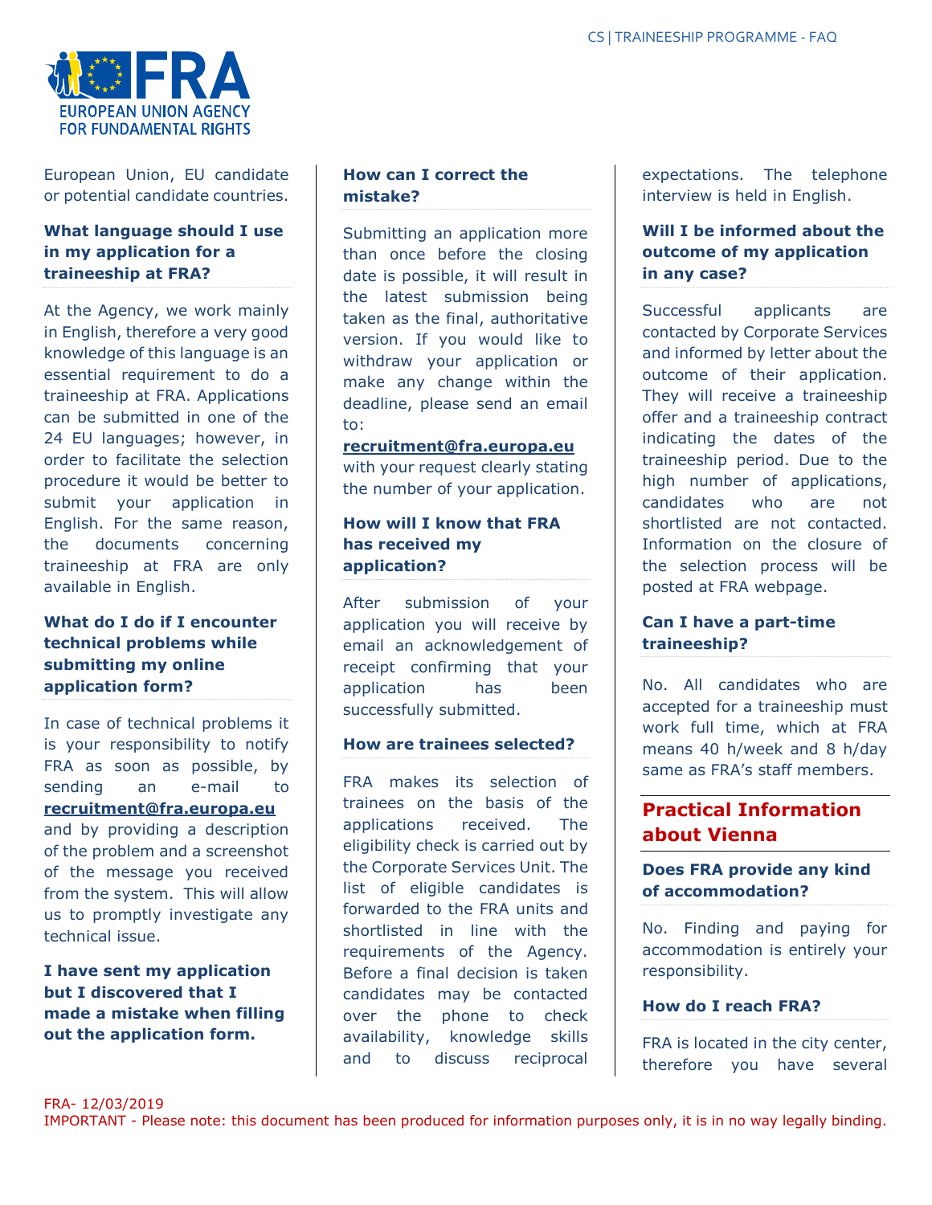European Union, EU candidate or potential candidate countries.

### What language should I use in my application for a traineeship at FRA?

At the Agency, we work mainly in English, therefore a very good knowledge of this language is an essential requirement to do a traineeship at FRA. Applications can be submitted in one of the 24 EU languages; however, in order to facilitate the selection procedure it would be better to submit your application in English. For the same reason, the documents concerning traineeship at FRA are only available in English.

### What do I do if I encounter technical problems while submitting my online application form?

In case of technical problems it is your responsibility to notify FRA as soon as possible, by sending an e-mail to **recruitment@fra.europa.eu** and by providing a description of the problem and a screenshot of the message you received from the system. This will allow us to promptly investigate any technical issue.

### I have sent my application but I discovered that I made a mistake when filling out the application form. How can I correct the mistake?

Submitting an application more than once before the closing date is possible, it will result in the latest submission being taken as the final, authoritative version. If you would like to withdraw your application or make any change within the deadline, please send an email to:

**recruitment@fra.europa.eu**

with your request clearly stating the number of your application.

### How will I know that FRA has received my application?

After submission of your application you will receive by email an acknowledgement of receipt confirming that your application has been successfully submitted.

### How are trainees selected?

FRA makes its selection of trainees on the basis of the applications received. The eligibility check is carried out by the Corporate Services Unit. The list of eligible candidates is forwarded to the FRA units and shortlisted in line with the requirements of the Agency. Before a final decision is taken candidates may be contacted over the phone to check availability, knowledge skills and to discuss reciprocal expectations. The telephone interview is held in English.

### Will I be informed about the outcome of my application in any case?

Successful applicants are contacted by Corporate Services and informed by letter about the outcome of their application. They will receive a traineeship offer and a traineeship contract indicating the dates of the traineeship period. Due to the high number of applications, candidates who are not shortlisted are not contacted. Information on the closure of the selection process will be posted at FRA webpage.

### Can I have a part-time traineeship?

No. All candidates who are accepted for a traineeship must work full time, which at FRA means 40 h/week and 8 h/day same as FRA's staff members.

## Practical Information about Vienna

### Does FRA provide any kind of accommodation?

No. Finding and paying for accommodation is entirely your responsibility.

### How do I reach FRA?

FRA is located in the city center, therefore you have several

FRA- 12/03/2019

IMPORTANT - Please note: this document has been produced for information purposes only, it is in no way legally binding.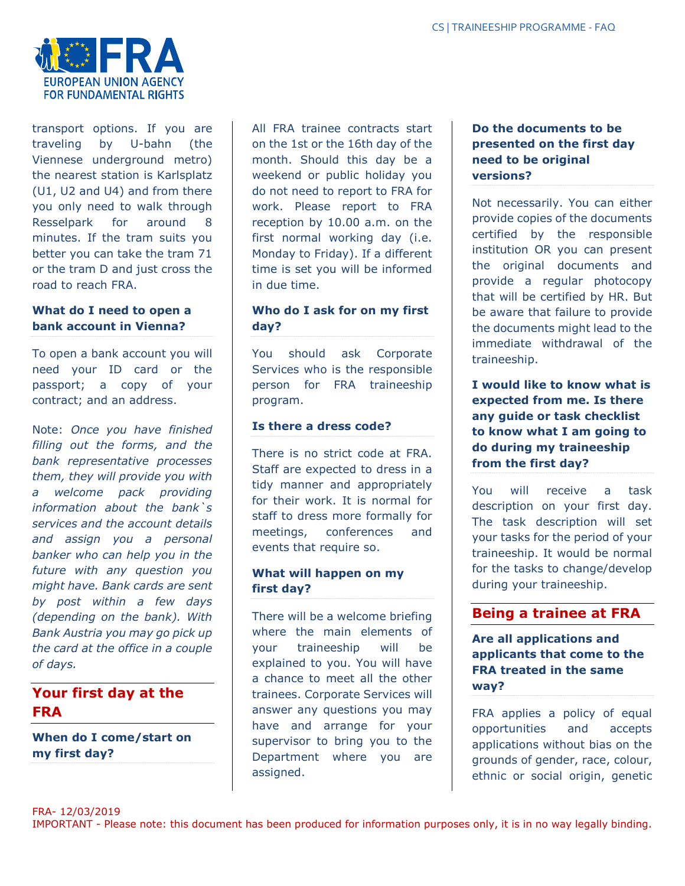transport options. If you are traveling by U-bahn (the Viennese underground metro) the nearest station is Karlsplatz (U1, U2 and U4) and from there you only need to walk through Resselpark for around 8 minutes. If the tram suits you better you can take the tram 71 or the tram D and just cross the road to reach FRA.

**What do I need to open a bank account in Vienna?**

To open a bank account you will need your ID card or the passport; a copy of your contract; and an address.

Note: *Once you have finished filling out the forms, and the bank representative processes them, they will provide you with a welcome pack providing information about the bank`s services and the account details and assign you a personal banker who can help you in the future with any question you might have. Bank cards are sent by post within a few days (depending on the bank). With Bank Austria you may go pick up the card at the office in a couple of days.*

## Your first day at the FRA

**When do I come/start on my first day?**

All FRA trainee contracts start on the 1st or the 16th day of the month. Should this day be a weekend or public holiday you do not need to report to FRA for work. Please report to FRA reception by 10.00 a.m. on the first normal working day (i.e. Monday to Friday). If a different time is set you will be informed in due time.

**Who do I ask for on my first day?**

You should ask Corporate Services who is the responsible person for FRA traineeship program.

**Is there a dress code?**

There is no strict code at FRA. Staff are expected to dress in a tidy manner and appropriately for their work. It is normal for staff to dress more formally for meetings, conferences and events that require so.

**What will happen on my first day?**

There will be a welcome briefing where the main elements of your traineeship will be explained to you. You will have a chance to meet all the other trainees. Corporate Services will answer any questions you may have and arrange for your supervisor to bring you to the Department where you are assigned.

**Do the documents to be presented on the first day need to be original versions?**

Not necessarily. You can either provide copies of the documents certified by the responsible institution OR you can present the original documents and provide a regular photocopy that will be certified by HR. But be aware that failure to provide the documents might lead to the immediate withdrawal of the traineeship.

**I would like to know what is expected from me. Is there any guide or task checklist to know what I am going to do during my traineeship from the first day?**

You will receive a task description on your first day. The task description will set your tasks for the period of your traineeship. It would be normal for the tasks to change/develop during your traineeship.

## Being a trainee at FRA

**Are all applications and applicants that come to the FRA treated in the same way?**

FRA applies a policy of equal opportunities and accepts applications without bias on the grounds of gender, race, colour, ethnic or social origin, genetic

FRA- 12/03/2019

IMPORTANT - Please note: this document has been produced for information purposes only, it is in no way legally binding.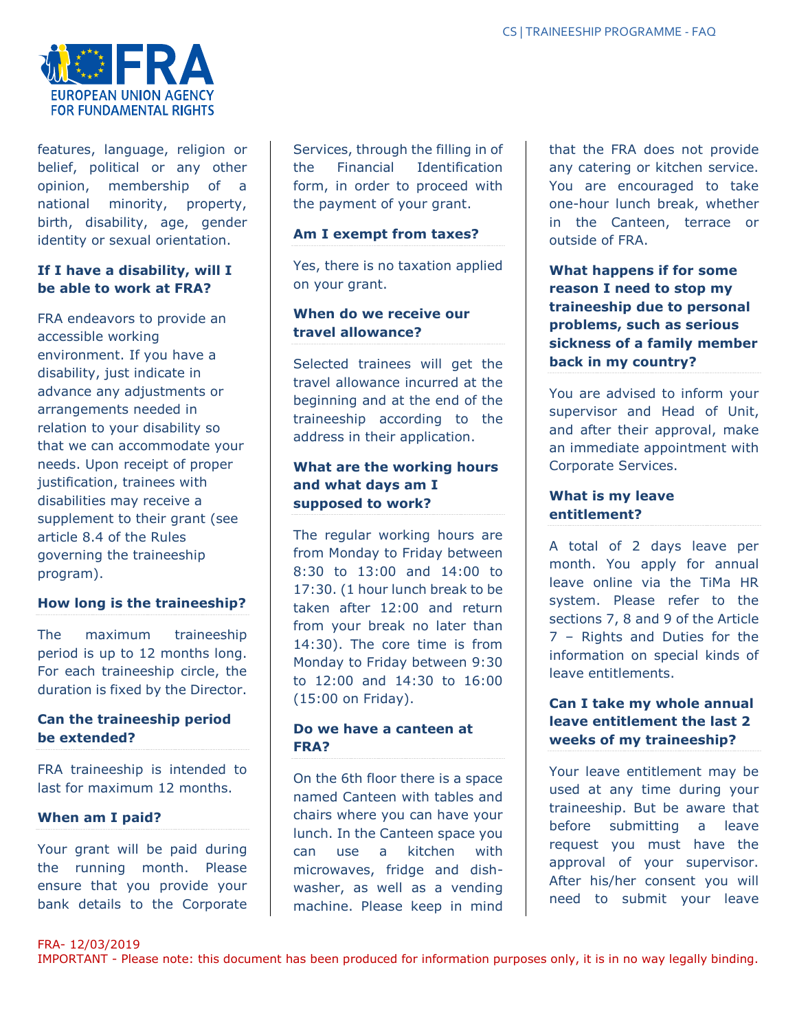features, language, religion or belief, political or any other opinion, membership of a national minority, property, birth, disability, age, gender identity or sexual orientation.

### If I have a disability, will I be able to work at FRA?

FRA endeavors to provide an accessible working environment. If you have a disability, just indicate in advance any adjustments or arrangements needed in relation to your disability so that we can accommodate your needs. Upon receipt of proper justification, trainees with disabilities may receive a supplement to their grant (see article 8.4 of the Rules governing the traineeship program).

### How long is the traineeship?

The maximum traineeship period is up to 12 months long. For each traineeship circle, the duration is fixed by the Director.

### Can the traineeship period be extended?

FRA traineeship is intended to last for maximum 12 months.

### When am I paid?

Your grant will be paid during the running month. Please ensure that you provide your bank details to the Corporate Services, through the filling in of the Financial Identification form, in order to proceed with the payment of your grant.

### Am I exempt from taxes?

Yes, there is no taxation applied on your grant.

### When do we receive our travel allowance?

Selected trainees will get the travel allowance incurred at the beginning and at the end of the traineeship according to the address in their application.

### What are the working hours and what days am I supposed to work?

The regular working hours are from Monday to Friday between 8:30 to 13:00 and 14:00 to 17:30. (1 hour lunch break to be taken after 12:00 and return from your break no later than 14:30). The core time is from Monday to Friday between 9:30 to 12:00 and 14:30 to 16:00 (15:00 on Friday).

### Do we have a canteen at FRA?

On the 6th floor there is a space named Canteen with tables and chairs where you can have your lunch. In the Canteen space you can use a kitchen with microwaves, fridge and dish-washer, as well as a vending machine. Please keep in mind that the FRA does not provide any catering or kitchen service. You are encouraged to take one-hour lunch break, whether in the Canteen, terrace or outside of FRA.

### What happens if for some reason I need to stop my traineeship due to personal problems, such as serious sickness of a family member back in my country?

You are advised to inform your supervisor and Head of Unit, and after their approval, make an immediate appointment with Corporate Services.

### What is my leave entitlement?

A total of 2 days leave per month. You apply for annual leave online via the TiMa HR system. Please refer to the sections 7, 8 and 9 of the Article 7 – Rights and Duties for the information on special kinds of leave entitlements.

### Can I take my whole annual leave entitlement the last 2 weeks of my traineeship?

Your leave entitlement may be used at any time during your traineeship. But be aware that before submitting a leave request you must have the approval of your supervisor. After his/her consent you will need to submit your leave

FRA- 12/03/2019
IMPORTANT - Please note: this document has been produced for information purposes only, it is in no way legally binding.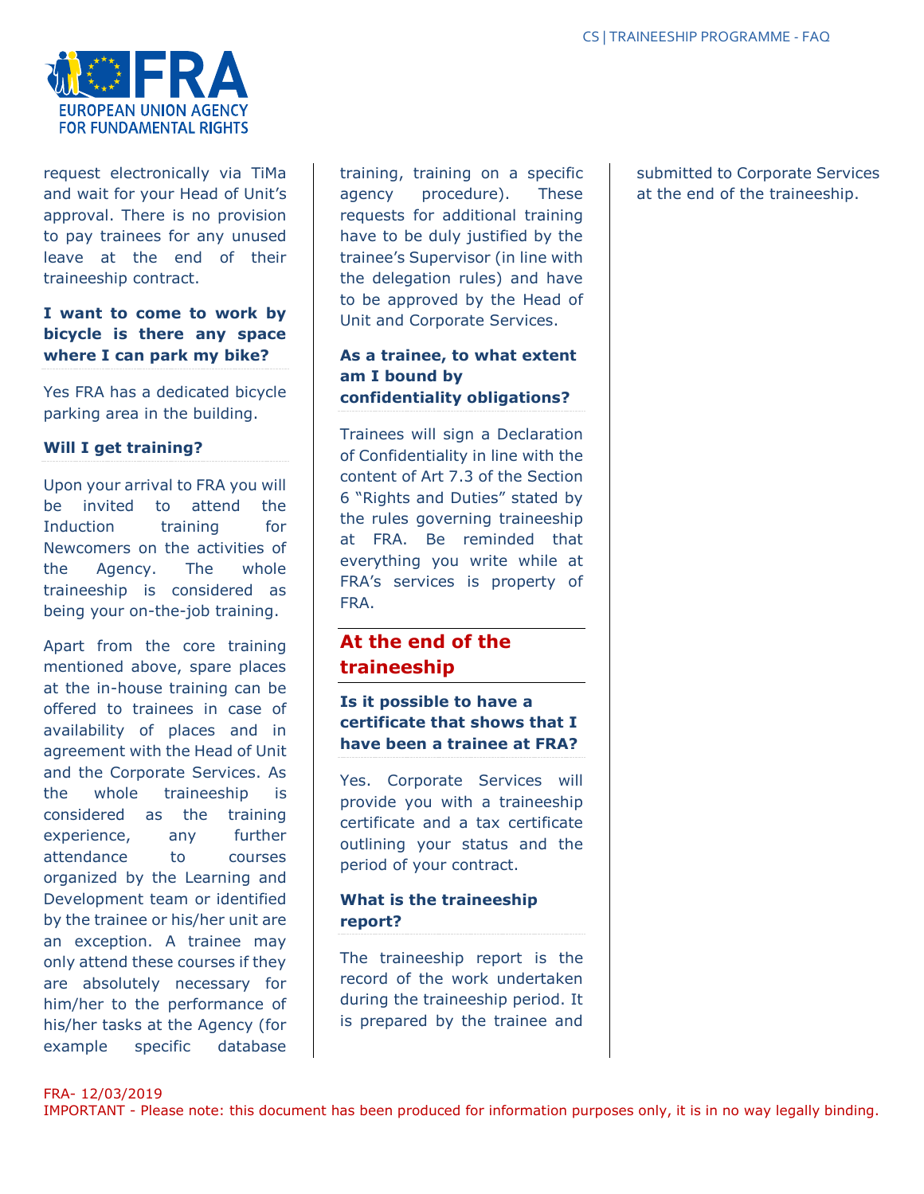request electronically via TiMa and wait for your Head of Unit's approval. There is no provision to pay trainees for any unused leave at the end of their traineeship contract.

**I want to come to work by bicycle is there any space where I can park my bike?**

Yes FRA has a dedicated bicycle parking area in the building.

**Will I get training?**

Upon your arrival to FRA you will be invited to attend the Induction training for Newcomers on the activities of the Agency. The whole traineeship is considered as being your on-the-job training.

Apart from the core training mentioned above, spare places at the in-house training can be offered to trainees in case of availability of places and in agreement with the Head of Unit and the Corporate Services. As the whole traineeship is considered as the training experience, any further attendance to courses organized by the Learning and Development team or identified by the trainee or his/her unit are an exception. A trainee may only attend these courses if they are absolutely necessary for him/her to the performance of his/her tasks at the Agency (for example specific database training, training on a specific agency procedure). These requests for additional training have to be duly justified by the trainee's Supervisor (in line with the delegation rules) and have to be approved by the Head of Unit and Corporate Services.

**As a trainee, to what extent am I bound by confidentiality obligations?**

Trainees will sign a Declaration of Confidentiality in line with the content of Art 7.3 of the Section 6 "Rights and Duties" stated by the rules governing traineeship at FRA. Be reminded that everything you write while at FRA's services is property of FRA.

## At the end of the traineeship

**Is it possible to have a certificate that shows that I have been a trainee at FRA?**

Yes. Corporate Services will provide you with a traineeship certificate and a tax certificate outlining your status and the period of your contract.

**What is the traineeship report?**

The traineeship report is the record of the work undertaken during the traineeship period. It is prepared by the trainee and submitted to Corporate Services at the end of the traineeship.

FRA- 12/03/2019
IMPORTANT - Please note: this document has been produced for information purposes only, it is in no way legally binding.